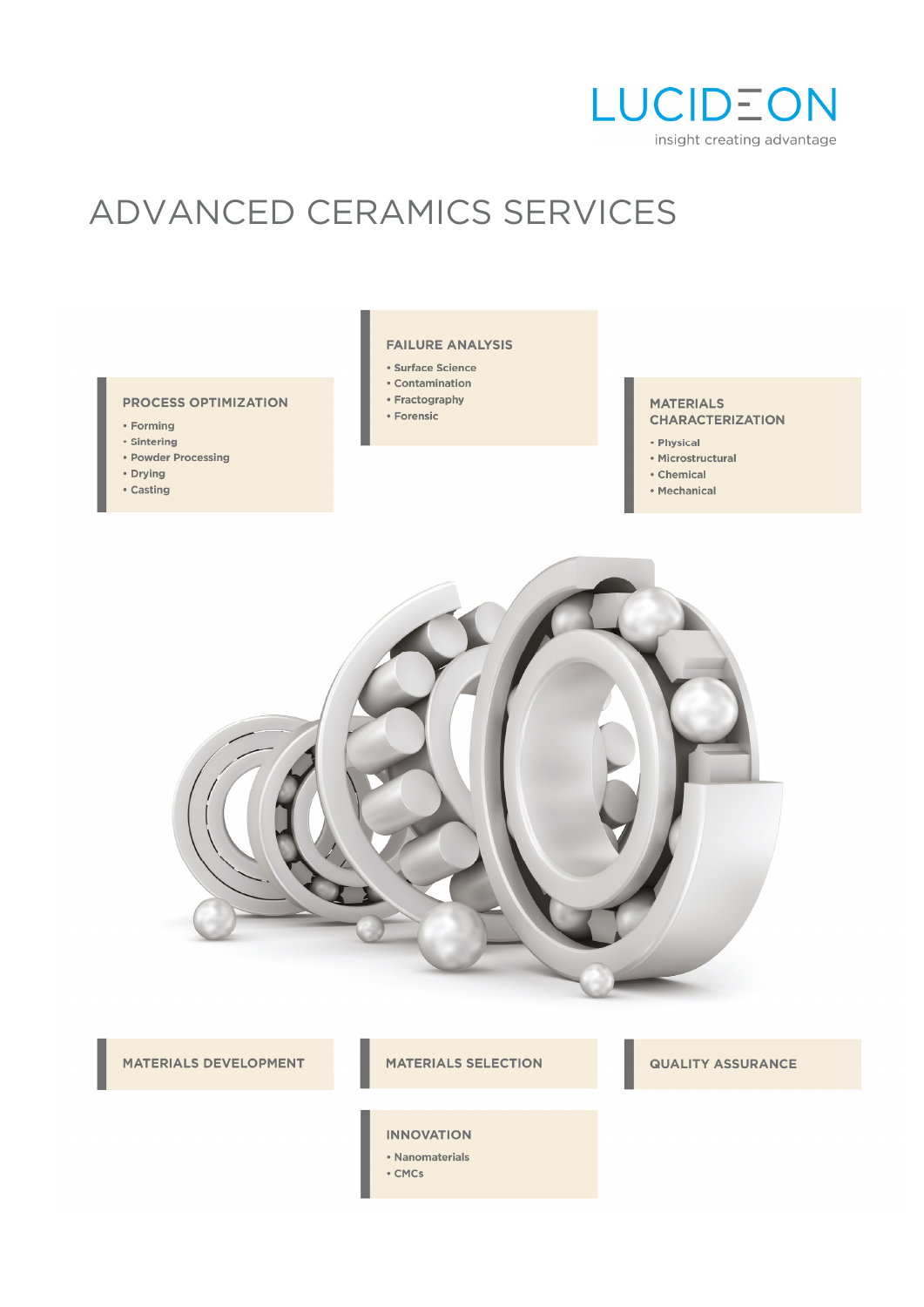LUCIDEON

insight creating advantage

# ADVANCED CERAMICS SERVICES

## PROCESS OPTIMIZATION

- Forming
- Sintering
- Powder Processing
- Drying
- Casting

## FAILURE ANALYSIS

- Surface Science
- Contamination
- Fractography
- Forensic

## MATERIALS CHARACTERIZATION

- Physical
- Microstructural
- Chemical
- Mechanical

## MATERIALS DEVELOPMENT

## MATERIALS SELECTION

## QUALITY ASSURANCE

## INNOVATION

- Nanomaterials
- CMCs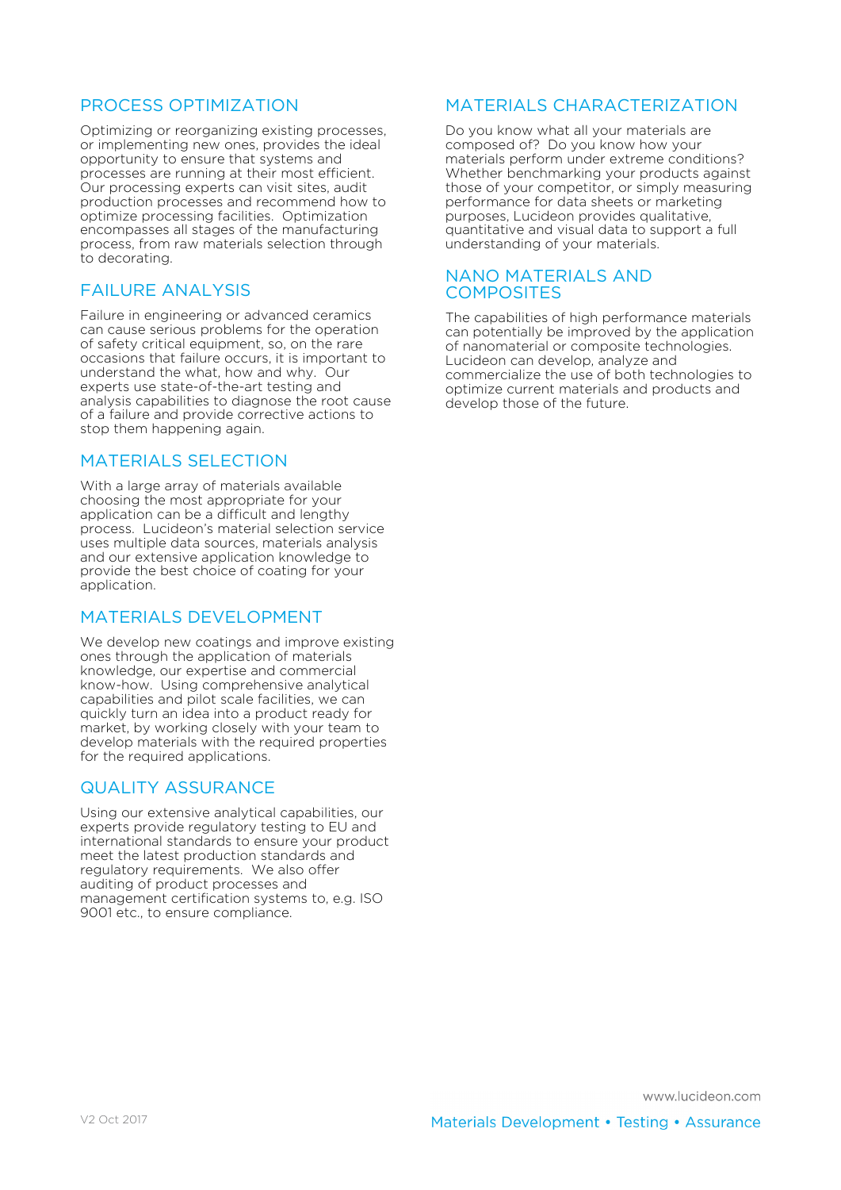## PROCESS OPTIMIZATION

Optimizing or reorganizing existing processes, or implementing new ones, provides the ideal opportunity to ensure that systems and processes are running at their most efficient. Our processing experts can visit sites, audit production processes and recommend how to optimize processing facilities. Optimization encompasses all stages of the manufacturing process, from raw materials selection through to decorating.

## FAILURE ANALYSIS

Failure in engineering or advanced ceramics can cause serious problems for the operation of safety critical equipment, so, on the rare occasions that failure occurs, it is important to understand the what, how and why. Our experts use state-of-the-art testing and analysis capabilities to diagnose the root cause of a failure and provide corrective actions to stop them happening again.

## MATERIALS SELECTION

With a large array of materials available choosing the most appropriate for your application can be a difficult and lengthy process. Lucideon's material selection service uses multiple data sources, materials analysis and our extensive application knowledge to provide the best choice of coating for your application.

## MATERIALS DEVELOPMENT

We develop new coatings and improve existing ones through the application of materials knowledge, our expertise and commercial know-how. Using comprehensive analytical capabilities and pilot scale facilities, we can quickly turn an idea into a product ready for market, by working closely with your team to develop materials with the required properties for the required applications.

## QUALITY ASSURANCE

Using our extensive analytical capabilities, our experts provide regulatory testing to EU and international standards to ensure your product meet the latest production standards and regulatory requirements. We also offer auditing of product processes and management certification systems to, e.g. ISO 9001 etc., to ensure compliance.

## MATERIALS CHARACTERIZATION

Do you know what all your materials are composed of? Do you know how your materials perform under extreme conditions? Whether benchmarking your products against those of your competitor, or simply measuring performance for data sheets or marketing purposes, Lucideon provides qualitative, quantitative and visual data to support a full understanding of your materials.

## NANO MATERIALS AND COMPOSITES

The capabilities of high performance materials can potentially be improved by the application of nanomaterial or composite technologies. Lucideon can develop, analyze and commercialize the use of both technologies to optimize current materials and products and develop those of the future.

V2 Oct 2017

www.lucideon.com

Materials Development • Testing • Assurance